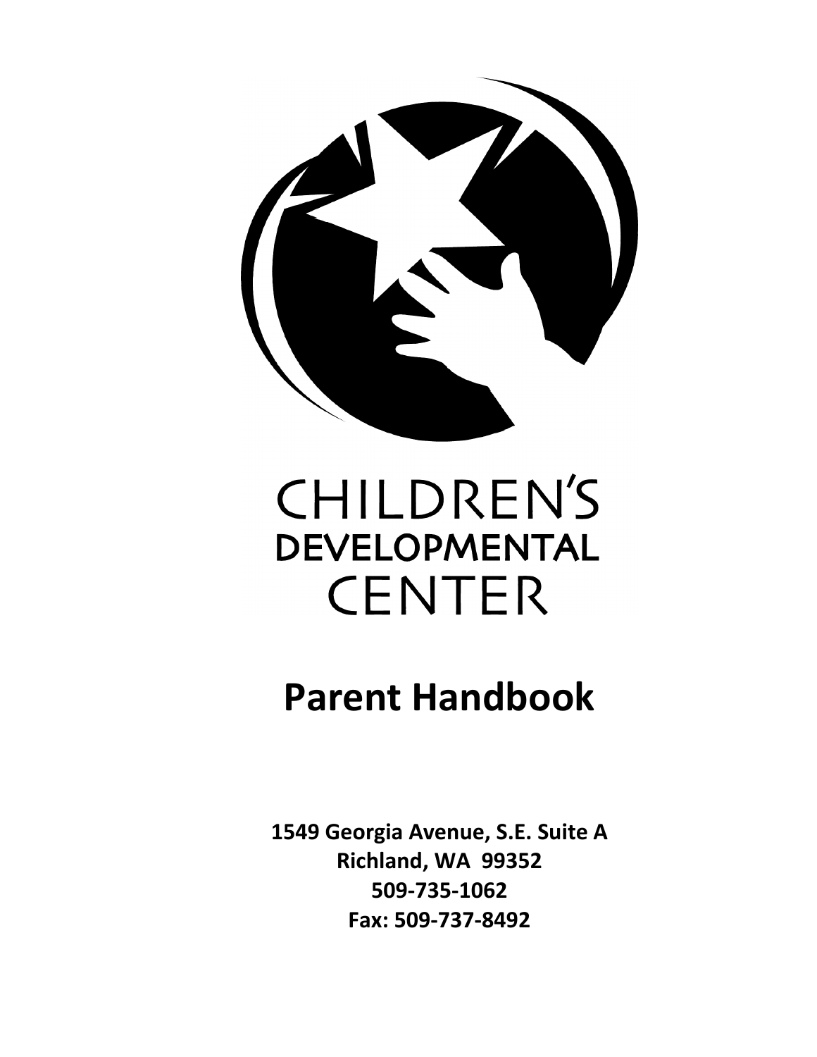# CHILDREN'S DEVELOPMENTAL CENTER

# Parent Handbook

**1549 Georgia Avenue, S.E. Suite A**
**Richland, WA 99352**
**509-735-1062**
**Fax: 509-737-8492**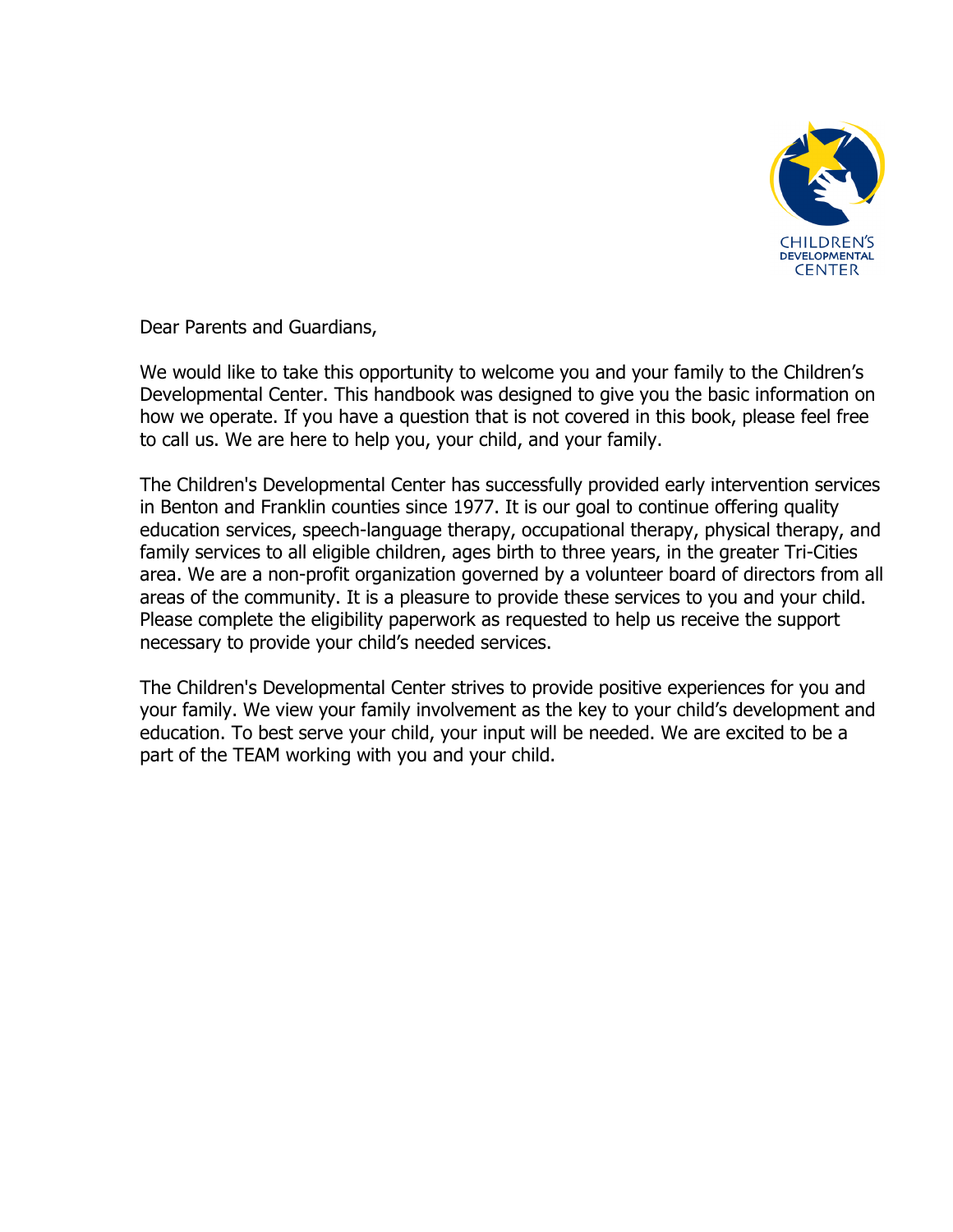Dear Parents and Guardians,

We would like to take this opportunity to welcome you and your family to the Children's Developmental Center. This handbook was designed to give you the basic information on how we operate. If you have a question that is not covered in this book, please feel free to call us. We are here to help you, your child, and your family.

The Children's Developmental Center has successfully provided early intervention services in Benton and Franklin counties since 1977. It is our goal to continue offering quality education services, speech-language therapy, occupational therapy, physical therapy, and family services to all eligible children, ages birth to three years, in the greater Tri-Cities area. We are a non-profit organization governed by a volunteer board of directors from all areas of the community. It is a pleasure to provide these services to you and your child. Please complete the eligibility paperwork as requested to help us receive the support necessary to provide your child's needed services.

The Children's Developmental Center strives to provide positive experiences for you and your family. We view your family involvement as the key to your child's development and education. To best serve your child, your input will be needed. We are excited to be a part of the TEAM working with you and your child.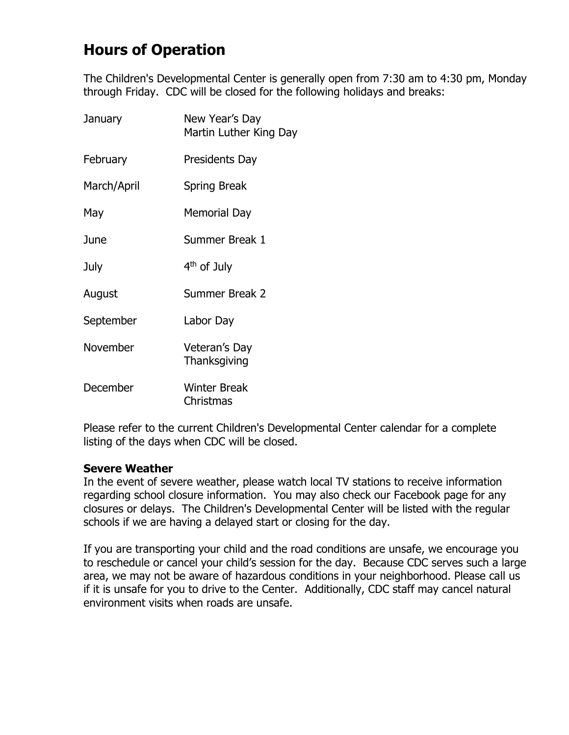## Hours of Operation

The Children's Developmental Center is generally open from 7:30 am to 4:30 pm, Monday through Friday. CDC will be closed for the following holidays and breaks:

| | |
|---|---|
| January | New Year's Day<br>Martin Luther King Day |
| February | Presidents Day |
| March/April | Spring Break |
| May | Memorial Day |
| June | Summer Break 1 |
| July | 4th of July |
| August | Summer Break 2 |
| September | Labor Day |
| November | Veteran's Day<br>Thanksgiving |
| December | Winter Break<br>Christmas |

Please refer to the current Children's Developmental Center calendar for a complete listing of the days when CDC will be closed.

**Severe Weather**

In the event of severe weather, please watch local TV stations to receive information regarding school closure information. You may also check our Facebook page for any closures or delays. The Children's Developmental Center will be listed with the regular schools if we are having a delayed start or closing for the day.

If you are transporting your child and the road conditions are unsafe, we encourage you to reschedule or cancel your child's session for the day. Because CDC serves such a large area, we may not be aware of hazardous conditions in your neighborhood. Please call us if it is unsafe for you to drive to the Center. Additionally, CDC staff may cancel natural environment visits when roads are unsafe.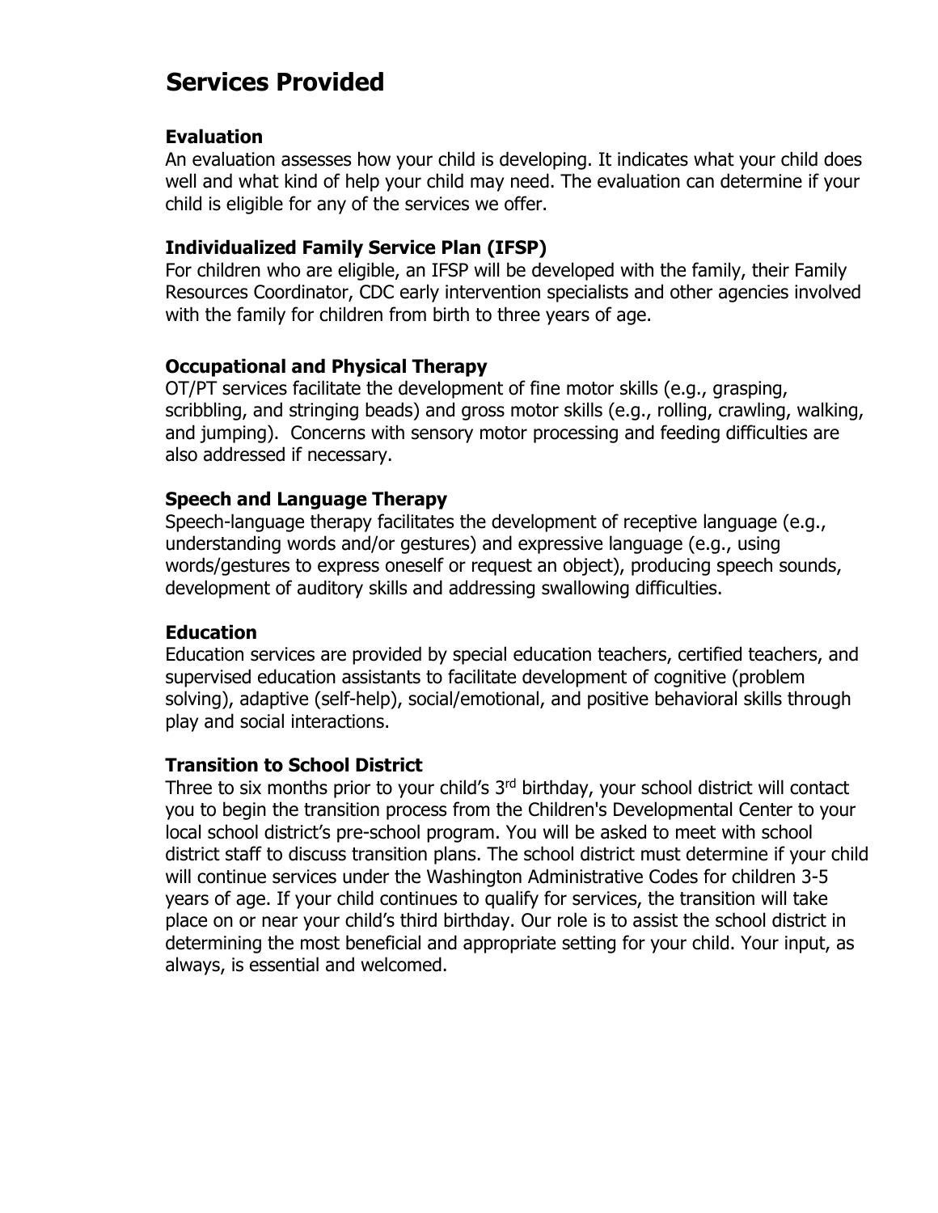## Services Provided

### Evaluation

An evaluation assesses how your child is developing. It indicates what your child does well and what kind of help your child may need. The evaluation can determine if your child is eligible for any of the services we offer.

### Individualized Family Service Plan (IFSP)

For children who are eligible, an IFSP will be developed with the family, their Family Resources Coordinator, CDC early intervention specialists and other agencies involved with the family for children from birth to three years of age.

### Occupational and Physical Therapy

OT/PT services facilitate the development of fine motor skills (e.g., grasping, scribbling, and stringing beads) and gross motor skills (e.g., rolling, crawling, walking, and jumping). Concerns with sensory motor processing and feeding difficulties are also addressed if necessary.

### Speech and Language Therapy

Speech-language therapy facilitates the development of receptive language (e.g., understanding words and/or gestures) and expressive language (e.g., using words/gestures to express oneself or request an object), producing speech sounds, development of auditory skills and addressing swallowing difficulties.

### Education

Education services are provided by special education teachers, certified teachers, and supervised education assistants to facilitate development of cognitive (problem solving), adaptive (self-help), social/emotional, and positive behavioral skills through play and social interactions.

### Transition to School District

Three to six months prior to your child's 3rd birthday, your school district will contact you to begin the transition process from the Children's Developmental Center to your local school district's pre-school program. You will be asked to meet with school district staff to discuss transition plans. The school district must determine if your child will continue services under the Washington Administrative Codes for children 3-5 years of age. If your child continues to qualify for services, the transition will take place on or near your child's third birthday. Our role is to assist the school district in determining the most beneficial and appropriate setting for your child. Your input, as always, is essential and welcomed.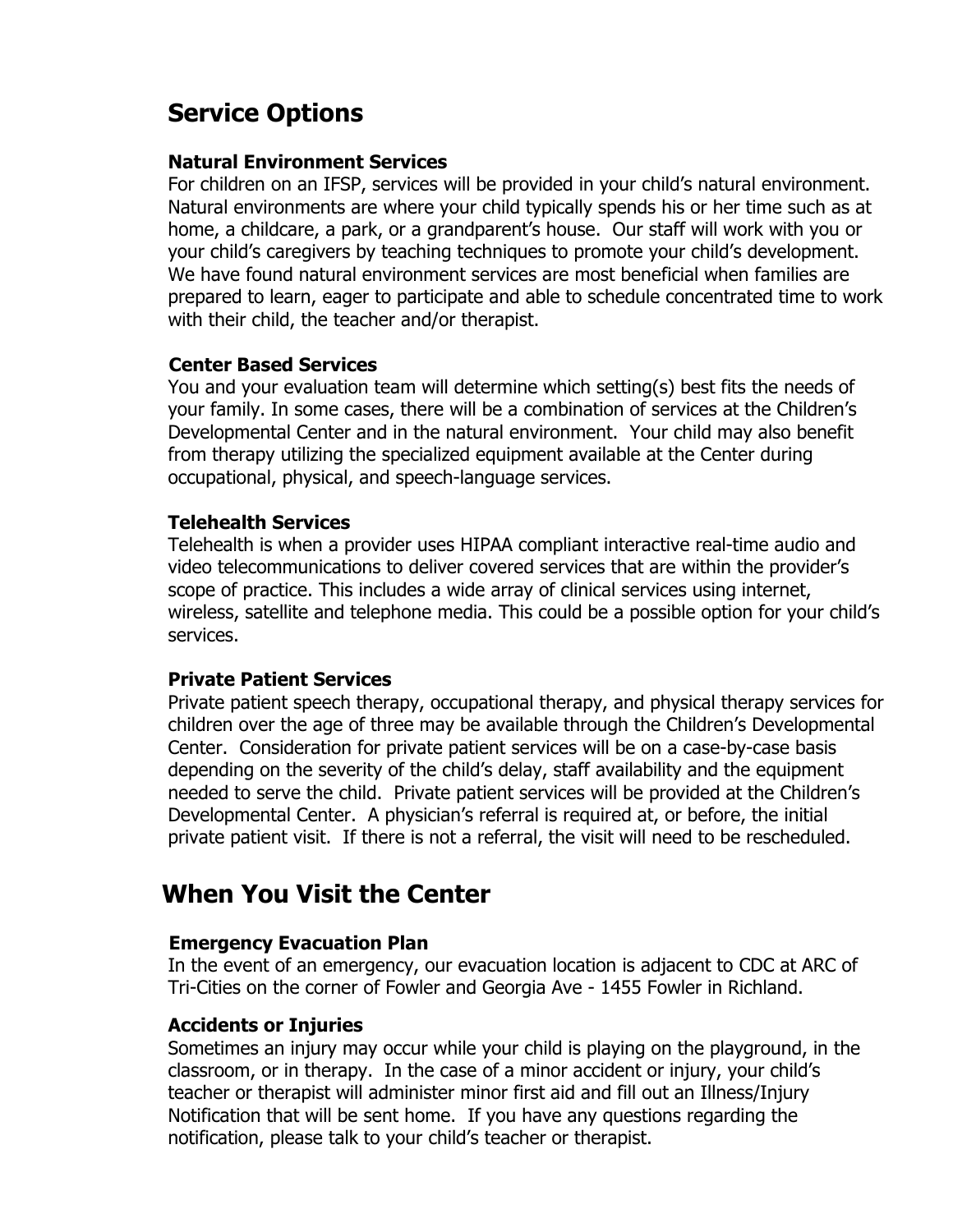## Service Options

### Natural Environment Services

For children on an IFSP, services will be provided in your child's natural environment. Natural environments are where your child typically spends his or her time such as at home, a childcare, a park, or a grandparent's house. Our staff will work with you or your child's caregivers by teaching techniques to promote your child's development. We have found natural environment services are most beneficial when families are prepared to learn, eager to participate and able to schedule concentrated time to work with their child, the teacher and/or therapist.

### Center Based Services

You and your evaluation team will determine which setting(s) best fits the needs of your family. In some cases, there will be a combination of services at the Children's Developmental Center and in the natural environment. Your child may also benefit from therapy utilizing the specialized equipment available at the Center during occupational, physical, and speech-language services.

### Telehealth Services

Telehealth is when a provider uses HIPAA compliant interactive real-time audio and video telecommunications to deliver covered services that are within the provider's scope of practice. This includes a wide array of clinical services using internet, wireless, satellite and telephone media. This could be a possible option for your child's services.

### Private Patient Services

Private patient speech therapy, occupational therapy, and physical therapy services for children over the age of three may be available through the Children's Developmental Center. Consideration for private patient services will be on a case-by-case basis depending on the severity of the child's delay, staff availability and the equipment needed to serve the child. Private patient services will be provided at the Children's Developmental Center. A physician's referral is required at, or before, the initial private patient visit. If there is not a referral, the visit will need to be rescheduled.

## When You Visit the Center

### Emergency Evacuation Plan

In the event of an emergency, our evacuation location is adjacent to CDC at ARC of Tri-Cities on the corner of Fowler and Georgia Ave - 1455 Fowler in Richland.

### Accidents or Injuries

Sometimes an injury may occur while your child is playing on the playground, in the classroom, or in therapy. In the case of a minor accident or injury, your child's teacher or therapist will administer minor first aid and fill out an Illness/Injury Notification that will be sent home. If you have any questions regarding the notification, please talk to your child's teacher or therapist.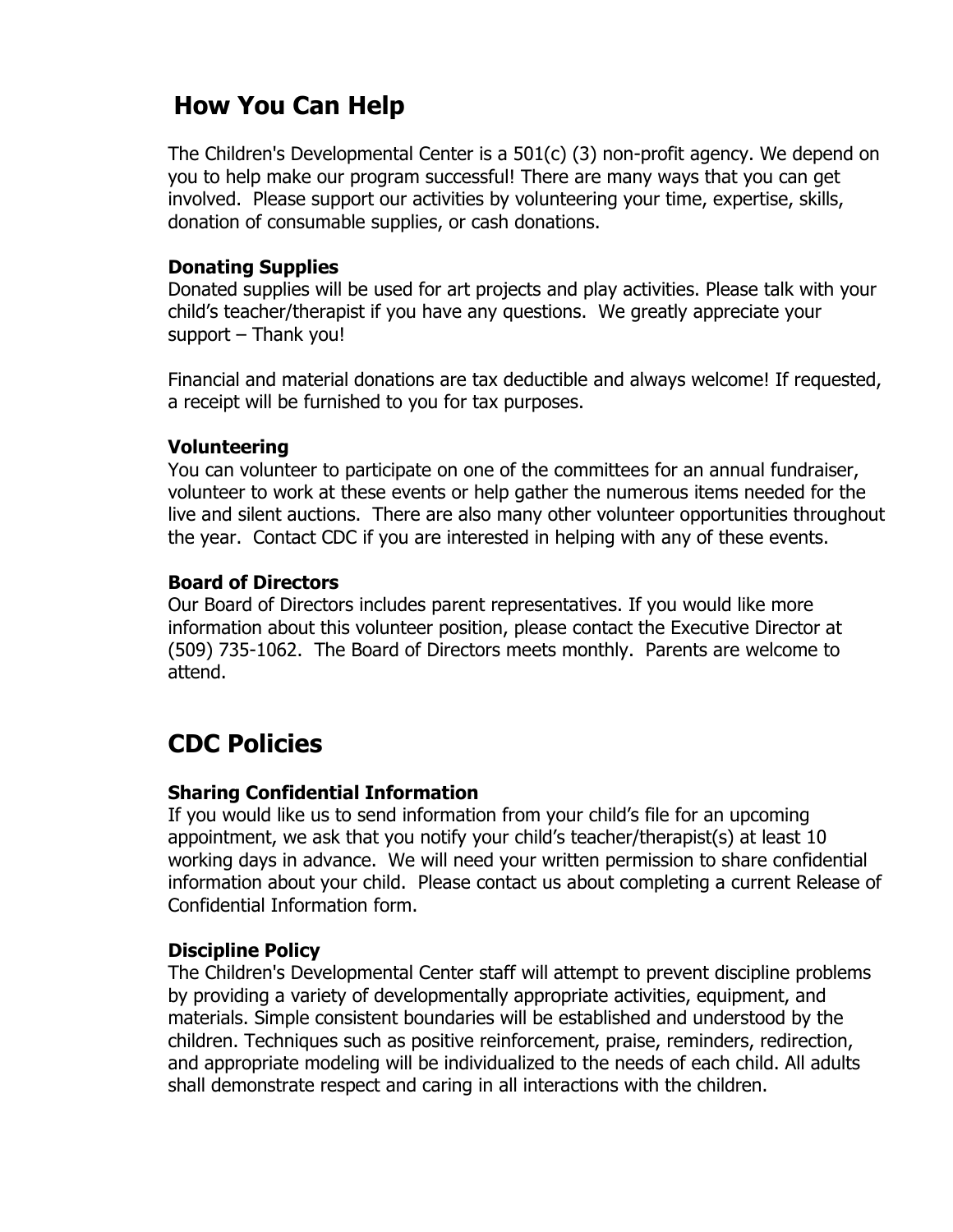## How You Can Help

The Children's Developmental Center is a 501(c) (3) non-profit agency. We depend on you to help make our program successful! There are many ways that you can get involved. Please support our activities by volunteering your time, expertise, skills, donation of consumable supplies, or cash donations.

### Donating Supplies

Donated supplies will be used for art projects and play activities. Please talk with your child's teacher/therapist if you have any questions. We greatly appreciate your support – Thank you!

Financial and material donations are tax deductible and always welcome! If requested, a receipt will be furnished to you for tax purposes.

### Volunteering

You can volunteer to participate on one of the committees for an annual fundraiser, volunteer to work at these events or help gather the numerous items needed for the live and silent auctions. There are also many other volunteer opportunities throughout the year. Contact CDC if you are interested in helping with any of these events.

### Board of Directors

Our Board of Directors includes parent representatives. If you would like more information about this volunteer position, please contact the Executive Director at (509) 735-1062. The Board of Directors meets monthly. Parents are welcome to attend.

## CDC Policies

### Sharing Confidential Information

If you would like us to send information from your child's file for an upcoming appointment, we ask that you notify your child's teacher/therapist(s) at least 10 working days in advance. We will need your written permission to share confidential information about your child. Please contact us about completing a current Release of Confidential Information form.

### Discipline Policy

The Children's Developmental Center staff will attempt to prevent discipline problems by providing a variety of developmentally appropriate activities, equipment, and materials. Simple consistent boundaries will be established and understood by the children. Techniques such as positive reinforcement, praise, reminders, redirection, and appropriate modeling will be individualized to the needs of each child. All adults shall demonstrate respect and caring in all interactions with the children.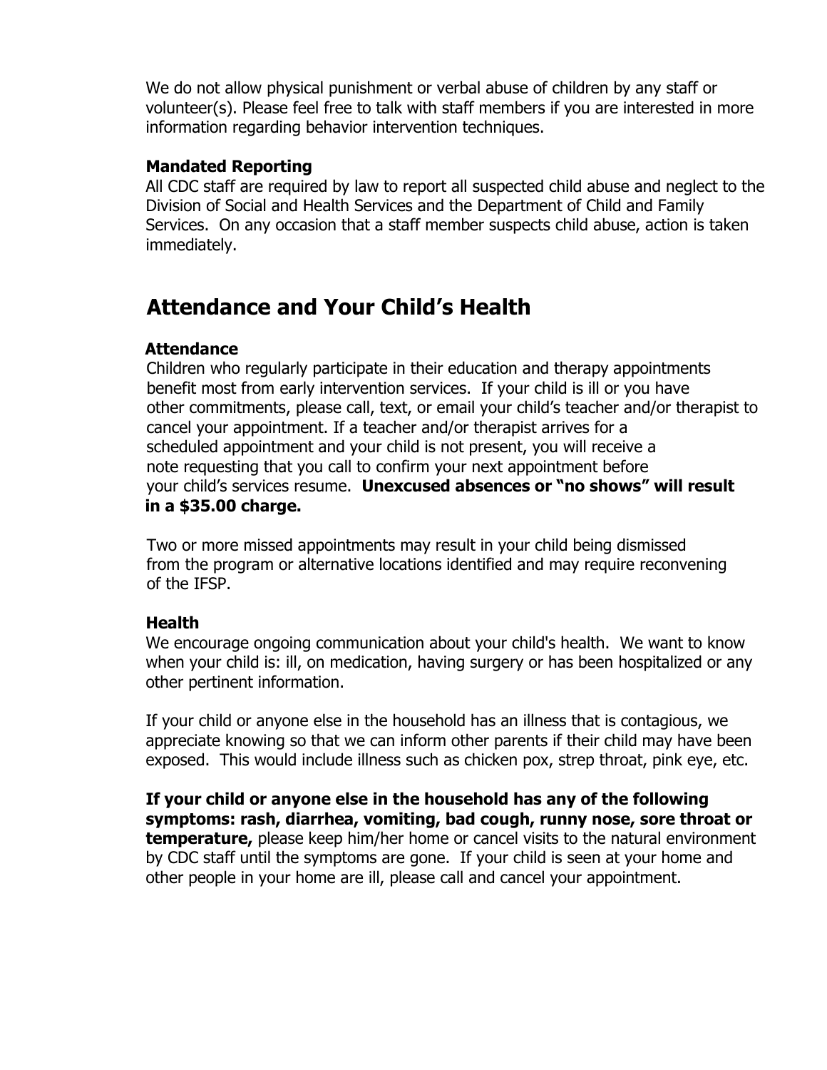We do not allow physical punishment or verbal abuse of children by any staff or volunteer(s). Please feel free to talk with staff members if you are interested in more information regarding behavior intervention techniques.

### Mandated Reporting

All CDC staff are required by law to report all suspected child abuse and neglect to the Division of Social and Health Services and the Department of Child and Family Services. On any occasion that a staff member suspects child abuse, action is taken immediately.

## Attendance and Your Child's Health

### Attendance

Children who regularly participate in their education and therapy appointments benefit most from early intervention services. If your child is ill or you have other commitments, please call, text, or email your child's teacher and/or therapist to cancel your appointment. If a teacher and/or therapist arrives for a scheduled appointment and your child is not present, you will receive a note requesting that you call to confirm your next appointment before your child's services resume. **Unexcused absences or "no shows" will result in a $35.00 charge.**

Two or more missed appointments may result in your child being dismissed from the program or alternative locations identified and may require reconvening of the IFSP.

### Health

We encourage ongoing communication about your child's health. We want to know when your child is: ill, on medication, having surgery or has been hospitalized or any other pertinent information.

If your child or anyone else in the household has an illness that is contagious, we appreciate knowing so that we can inform other parents if their child may have been exposed. This would include illness such as chicken pox, strep throat, pink eye, etc.

**If your child or anyone else in the household has any of the following symptoms: rash, diarrhea, vomiting, bad cough, runny nose, sore throat or temperature,** please keep him/her home or cancel visits to the natural environment by CDC staff until the symptoms are gone. If your child is seen at your home and other people in your home are ill, please call and cancel your appointment.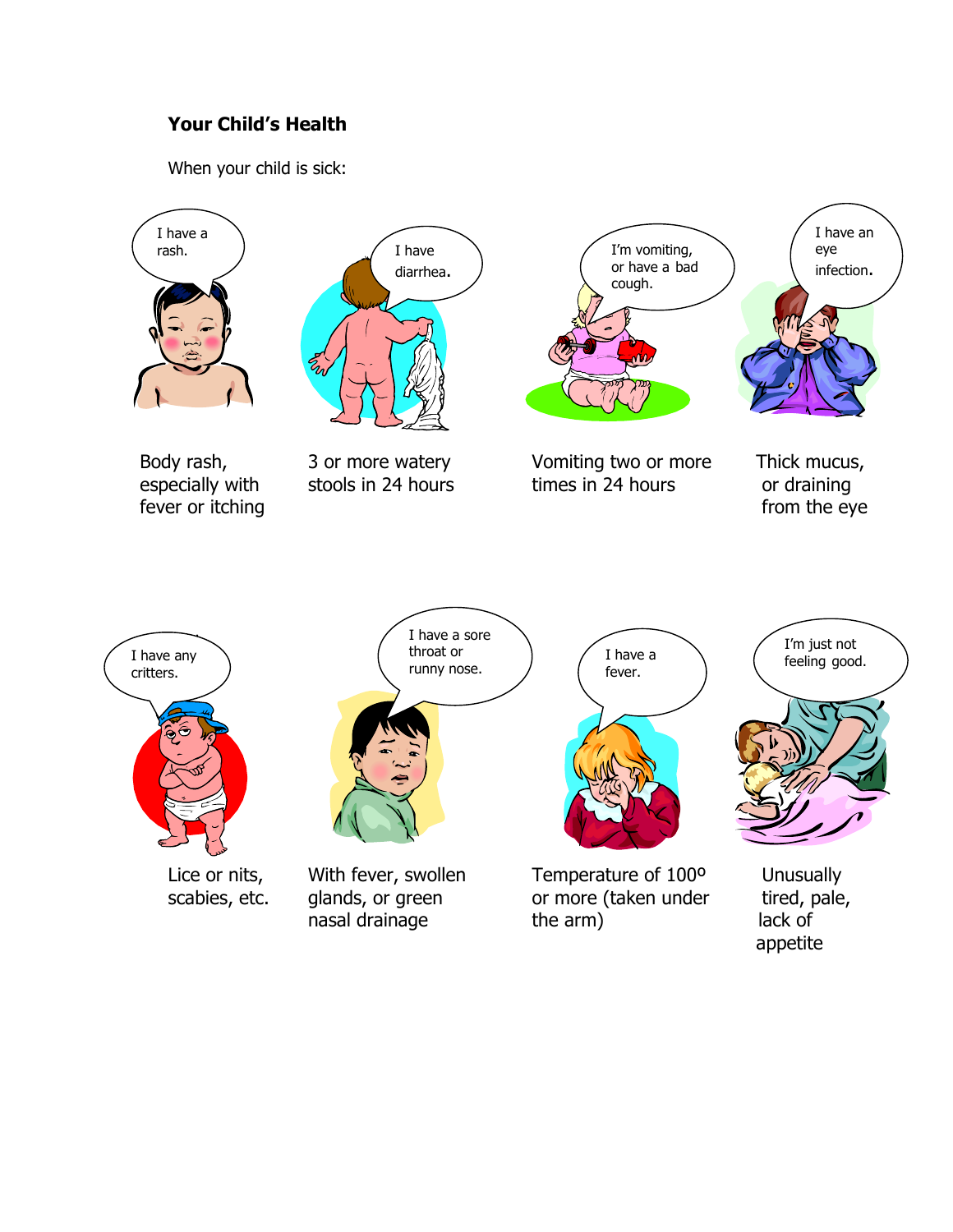## Your Child's Health

When your child is sick:

I have a rash.

Body rash, especially with fever or itching

I have diarrhea.

3 or more watery stools in 24 hours

I'm vomiting, or have a bad cough.

Vomiting two or more times in 24 hours

I have an eye infection.

Thick mucus, or draining from the eye

I have any critters.

Lice or nits, scabies, etc.

I have a sore throat or runny nose.

With fever, swollen glands, or green nasal drainage

I have a fever.

Temperature of 100º or more (taken under the arm)

I'm just not feeling good.

Unusually tired, pale, lack of appetite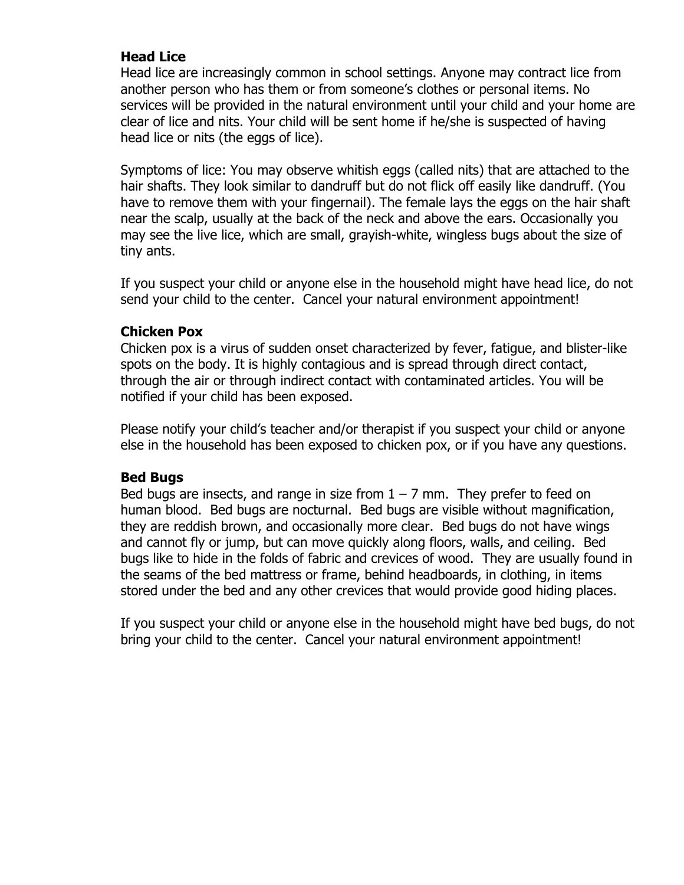### Head Lice

Head lice are increasingly common in school settings. Anyone may contract lice from another person who has them or from someone's clothes or personal items. No services will be provided in the natural environment until your child and your home are clear of lice and nits. Your child will be sent home if he/she is suspected of having head lice or nits (the eggs of lice).

Symptoms of lice: You may observe whitish eggs (called nits) that are attached to the hair shafts. They look similar to dandruff but do not flick off easily like dandruff. (You have to remove them with your fingernail). The female lays the eggs on the hair shaft near the scalp, usually at the back of the neck and above the ears. Occasionally you may see the live lice, which are small, grayish-white, wingless bugs about the size of tiny ants.

If you suspect your child or anyone else in the household might have head lice, do not send your child to the center. Cancel your natural environment appointment!

### Chicken Pox

Chicken pox is a virus of sudden onset characterized by fever, fatigue, and blister-like spots on the body. It is highly contagious and is spread through direct contact, through the air or through indirect contact with contaminated articles. You will be notified if your child has been exposed.

Please notify your child's teacher and/or therapist if you suspect your child or anyone else in the household has been exposed to chicken pox, or if you have any questions.

### Bed Bugs

Bed bugs are insects, and range in size from 1 – 7 mm. They prefer to feed on human blood. Bed bugs are nocturnal. Bed bugs are visible without magnification, they are reddish brown, and occasionally more clear. Bed bugs do not have wings and cannot fly or jump, but can move quickly along floors, walls, and ceiling. Bed bugs like to hide in the folds of fabric and crevices of wood. They are usually found in the seams of the bed mattress or frame, behind headboards, in clothing, in items stored under the bed and any other crevices that would provide good hiding places.

If you suspect your child or anyone else in the household might have bed bugs, do not bring your child to the center. Cancel your natural environment appointment!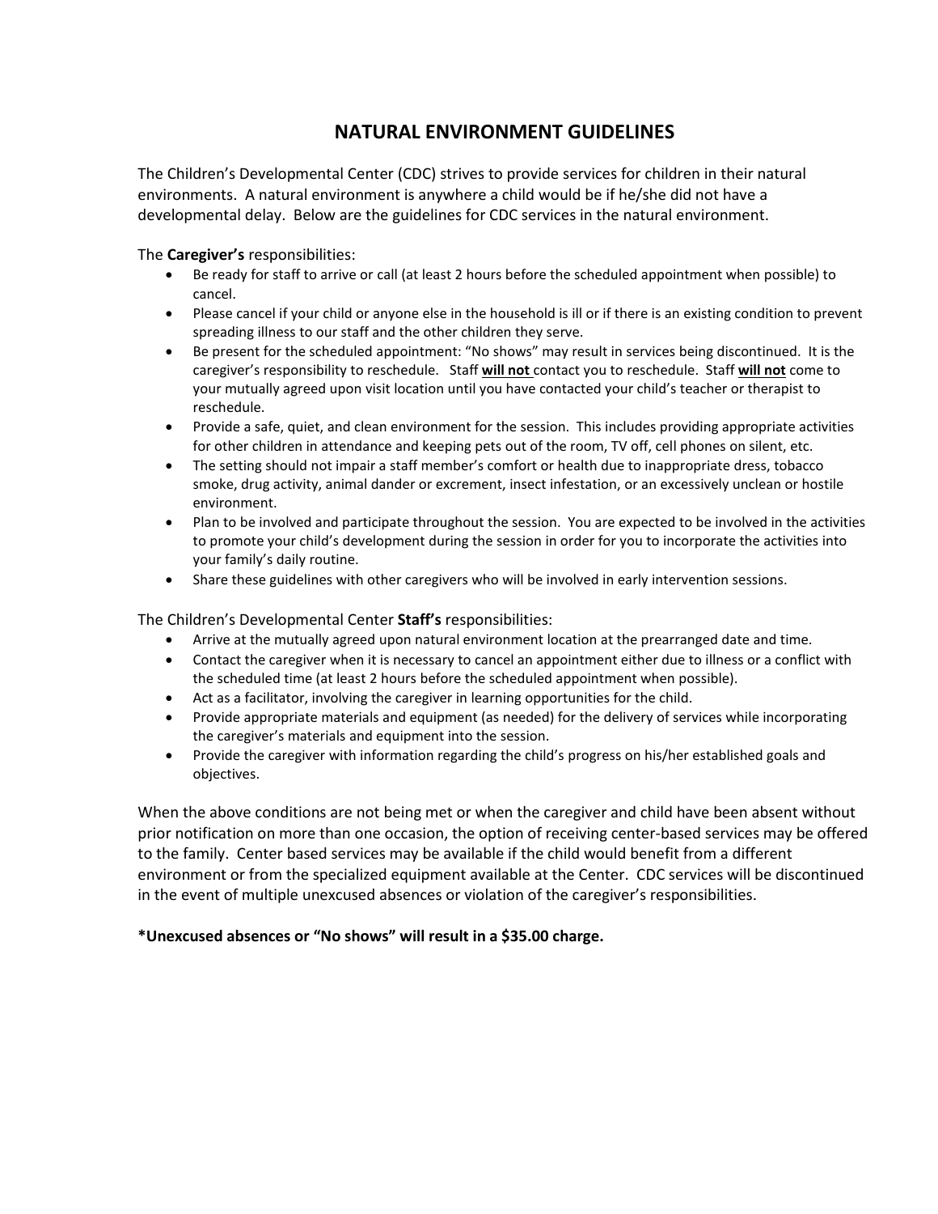# NATURAL ENVIRONMENT GUIDELINES

The Children's Developmental Center (CDC) strives to provide services for children in their natural environments. A natural environment is anywhere a child would be if he/she did not have a developmental delay. Below are the guidelines for CDC services in the natural environment.

The **Caregiver's** responsibilities:

- Be ready for staff to arrive or call (at least 2 hours before the scheduled appointment when possible) to cancel.
- Please cancel if your child or anyone else in the household is ill or if there is an existing condition to prevent spreading illness to our staff and the other children they serve.
- Be present for the scheduled appointment: "No shows" may result in services being discontinued. It is the caregiver's responsibility to reschedule. Staff **will not** contact you to reschedule. Staff **will not** come to your mutually agreed upon visit location until you have contacted your child's teacher or therapist to reschedule.
- Provide a safe, quiet, and clean environment for the session. This includes providing appropriate activities for other children in attendance and keeping pets out of the room, TV off, cell phones on silent, etc.
- The setting should not impair a staff member's comfort or health due to inappropriate dress, tobacco smoke, drug activity, animal dander or excrement, insect infestation, or an excessively unclean or hostile environment.
- Plan to be involved and participate throughout the session. You are expected to be involved in the activities to promote your child's development during the session in order for you to incorporate the activities into your family's daily routine.
- Share these guidelines with other caregivers who will be involved in early intervention sessions.

The Children's Developmental Center **Staff's** responsibilities:

- Arrive at the mutually agreed upon natural environment location at the prearranged date and time.
- Contact the caregiver when it is necessary to cancel an appointment either due to illness or a conflict with the scheduled time (at least 2 hours before the scheduled appointment when possible).
- Act as a facilitator, involving the caregiver in learning opportunities for the child.
- Provide appropriate materials and equipment (as needed) for the delivery of services while incorporating the caregiver's materials and equipment into the session.
- Provide the caregiver with information regarding the child's progress on his/her established goals and objectives.

When the above conditions are not being met or when the caregiver and child have been absent without prior notification on more than one occasion, the option of receiving center-based services may be offered to the family. Center based services may be available if the child would benefit from a different environment or from the specialized equipment available at the Center. CDC services will be discontinued in the event of multiple unexcused absences or violation of the caregiver's responsibilities.

**\*Unexcused absences or "No shows" will result in a $35.00 charge.**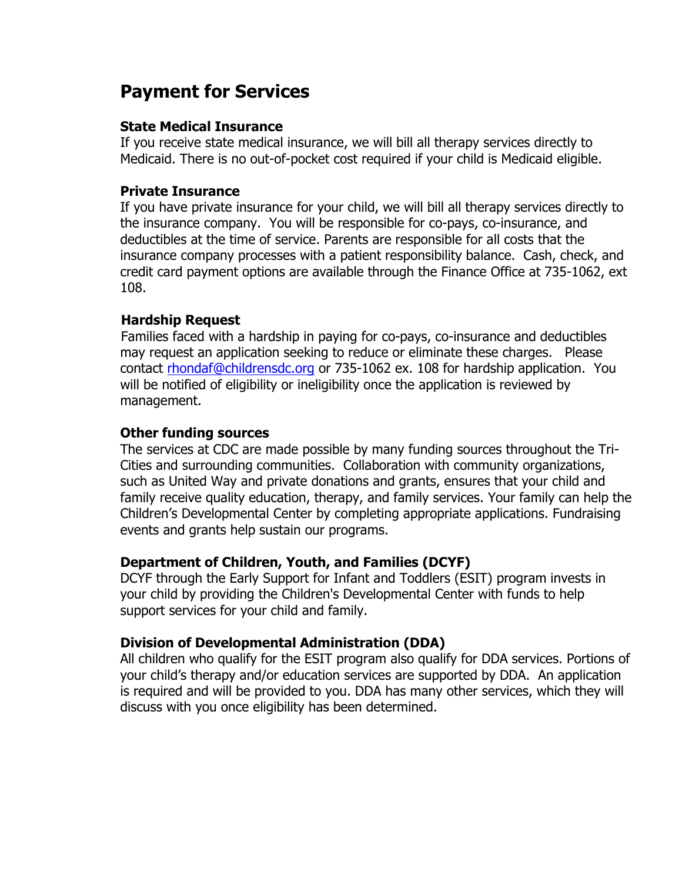# Payment for Services

### State Medical Insurance

If you receive state medical insurance, we will bill all therapy services directly to Medicaid. There is no out-of-pocket cost required if your child is Medicaid eligible.

### Private Insurance

If you have private insurance for your child, we will bill all therapy services directly to the insurance company. You will be responsible for co-pays, co-insurance, and deductibles at the time of service. Parents are responsible for all costs that the insurance company processes with a patient responsibility balance. Cash, check, and credit card payment options are available through the Finance Office at 735-1062, ext 108.

### Hardship Request

Families faced with a hardship in paying for co-pays, co-insurance and deductibles may request an application seeking to reduce or eliminate these charges. Please contact rhondaf@childrensdc.org or 735-1062 ex. 108 for hardship application. You will be notified of eligibility or ineligibility once the application is reviewed by management.

### Other funding sources

The services at CDC are made possible by many funding sources throughout the Tri-Cities and surrounding communities. Collaboration with community organizations, such as United Way and private donations and grants, ensures that your child and family receive quality education, therapy, and family services. Your family can help the Children's Developmental Center by completing appropriate applications. Fundraising events and grants help sustain our programs.

### Department of Children, Youth, and Families (DCYF)

DCYF through the Early Support for Infant and Toddlers (ESIT) program invests in your child by providing the Children's Developmental Center with funds to help support services for your child and family.

### Division of Developmental Administration (DDA)

All children who qualify for the ESIT program also qualify for DDA services. Portions of your child's therapy and/or education services are supported by DDA. An application is required and will be provided to you. DDA has many other services, which they will discuss with you once eligibility has been determined.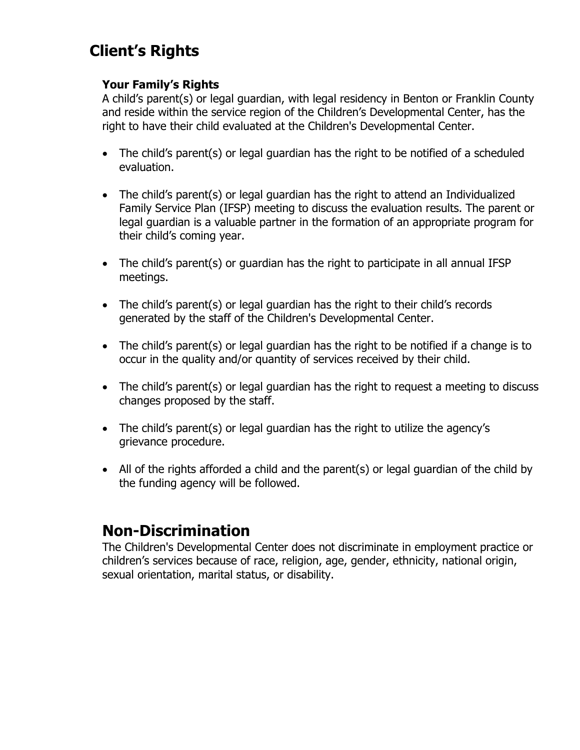## Client's Rights

### Your Family's Rights

A child's parent(s) or legal guardian, with legal residency in Benton or Franklin County and reside within the service region of the Children's Developmental Center, has the right to have their child evaluated at the Children's Developmental Center.

- The child's parent(s) or legal guardian has the right to be notified of a scheduled evaluation.
- The child's parent(s) or legal guardian has the right to attend an Individualized Family Service Plan (IFSP) meeting to discuss the evaluation results. The parent or legal guardian is a valuable partner in the formation of an appropriate program for their child's coming year.
- The child's parent(s) or guardian has the right to participate in all annual IFSP meetings.
- The child's parent(s) or legal guardian has the right to their child's records generated by the staff of the Children's Developmental Center.
- The child's parent(s) or legal guardian has the right to be notified if a change is to occur in the quality and/or quantity of services received by their child.
- The child's parent(s) or legal guardian has the right to request a meeting to discuss changes proposed by the staff.
- The child's parent(s) or legal guardian has the right to utilize the agency's grievance procedure.
- All of the rights afforded a child and the parent(s) or legal guardian of the child by the funding agency will be followed.

## Non-Discrimination

The Children's Developmental Center does not discriminate in employment practice or children's services because of race, religion, age, gender, ethnicity, national origin, sexual orientation, marital status, or disability.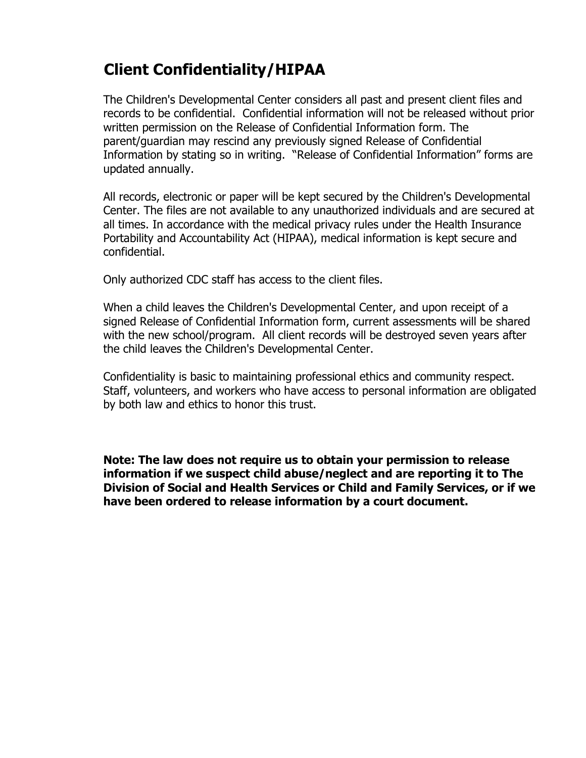# Client Confidentiality/HIPAA

The Children's Developmental Center considers all past and present client files and records to be confidential. Confidential information will not be released without prior written permission on the Release of Confidential Information form. The parent/guardian may rescind any previously signed Release of Confidential Information by stating so in writing. "Release of Confidential Information" forms are updated annually.

All records, electronic or paper will be kept secured by the Children's Developmental Center. The files are not available to any unauthorized individuals and are secured at all times. In accordance with the medical privacy rules under the Health Insurance Portability and Accountability Act (HIPAA), medical information is kept secure and confidential.

Only authorized CDC staff has access to the client files.

When a child leaves the Children's Developmental Center, and upon receipt of a signed Release of Confidential Information form, current assessments will be shared with the new school/program. All client records will be destroyed seven years after the child leaves the Children's Developmental Center.

Confidentiality is basic to maintaining professional ethics and community respect. Staff, volunteers, and workers who have access to personal information are obligated by both law and ethics to honor this trust.

**Note: The law does not require us to obtain your permission to release information if we suspect child abuse/neglect and are reporting it to The Division of Social and Health Services or Child and Family Services, or if we have been ordered to release information by a court document.**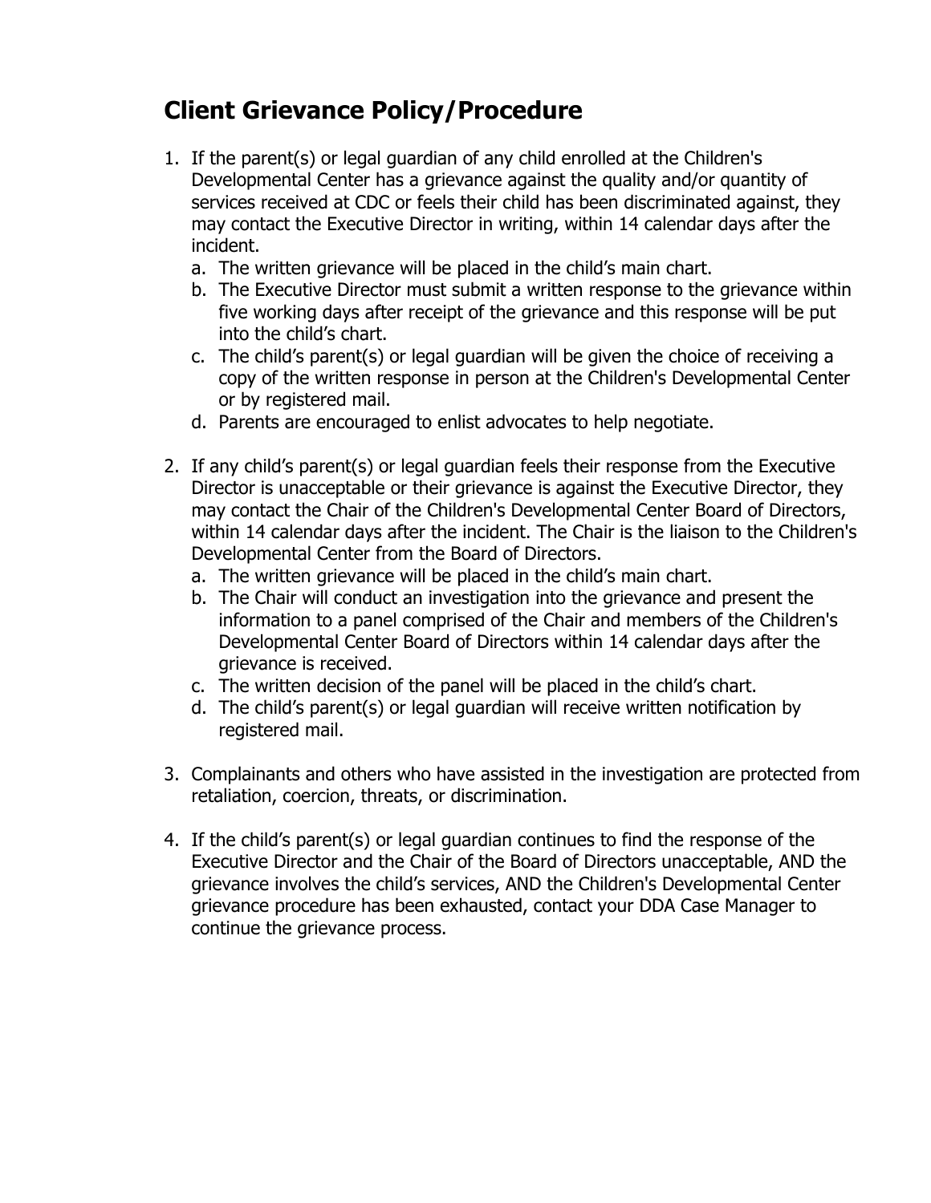## Client Grievance Policy/Procedure

1. If the parent(s) or legal guardian of any child enrolled at the Children's Developmental Center has a grievance against the quality and/or quantity of services received at CDC or feels their child has been discriminated against, they may contact the Executive Director in writing, within 14 calendar days after the incident.
   a. The written grievance will be placed in the child's main chart.
   b. The Executive Director must submit a written response to the grievance within five working days after receipt of the grievance and this response will be put into the child's chart.
   c. The child's parent(s) or legal guardian will be given the choice of receiving a copy of the written response in person at the Children's Developmental Center or by registered mail.
   d. Parents are encouraged to enlist advocates to help negotiate.

2. If any child's parent(s) or legal guardian feels their response from the Executive Director is unacceptable or their grievance is against the Executive Director, they may contact the Chair of the Children's Developmental Center Board of Directors, within 14 calendar days after the incident. The Chair is the liaison to the Children's Developmental Center from the Board of Directors.
   a. The written grievance will be placed in the child's main chart.
   b. The Chair will conduct an investigation into the grievance and present the information to a panel comprised of the Chair and members of the Children's Developmental Center Board of Directors within 14 calendar days after the grievance is received.
   c. The written decision of the panel will be placed in the child's chart.
   d. The child's parent(s) or legal guardian will receive written notification by registered mail.

3. Complainants and others who have assisted in the investigation are protected from retaliation, coercion, threats, or discrimination.

4. If the child's parent(s) or legal guardian continues to find the response of the Executive Director and the Chair of the Board of Directors unacceptable, AND the grievance involves the child's services, AND the Children's Developmental Center grievance procedure has been exhausted, contact your DDA Case Manager to continue the grievance process.